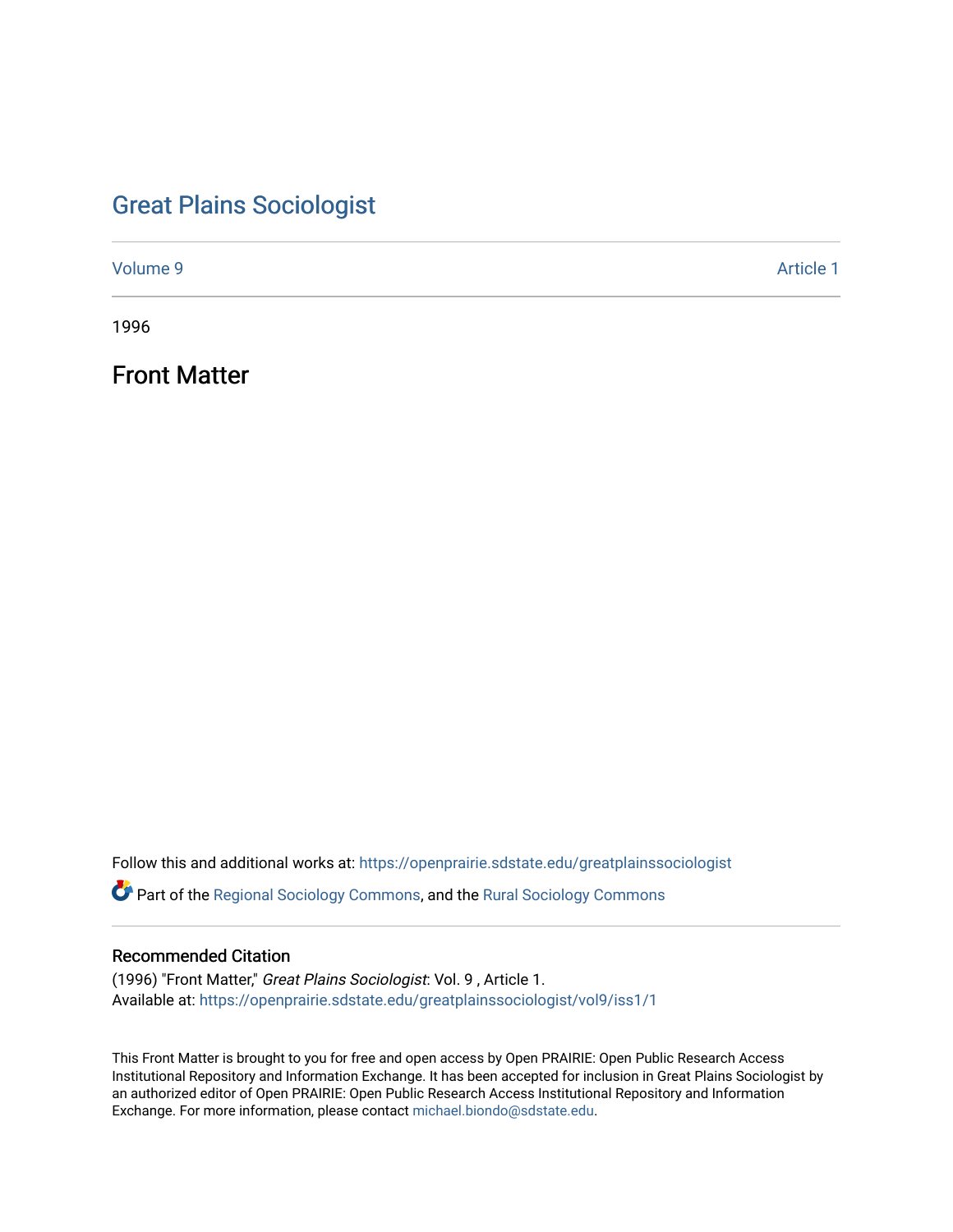# Great Plains Sociologist

Volume 9 | Article 1

1996

## Front Matter

Follow this and additional works at: https://openprairie.sdstate.edu/greatplainssociologist

Part of the Regional Sociology Commons, and the Rural Sociology Commons

### Recommended Citation

(1996) "Front Matter," *Great Plains Sociologist*: Vol. 9 , Article 1.
Available at: https://openprairie.sdstate.edu/greatplainssociologist/vol9/iss1/1

This Front Matter is brought to you for free and open access by Open PRAIRIE: Open Public Research Access Institutional Repository and Information Exchange. It has been accepted for inclusion in Great Plains Sociologist by an authorized editor of Open PRAIRIE: Open Public Research Access Institutional Repository and Information Exchange. For more information, please contact michael.biondo@sdstate.edu.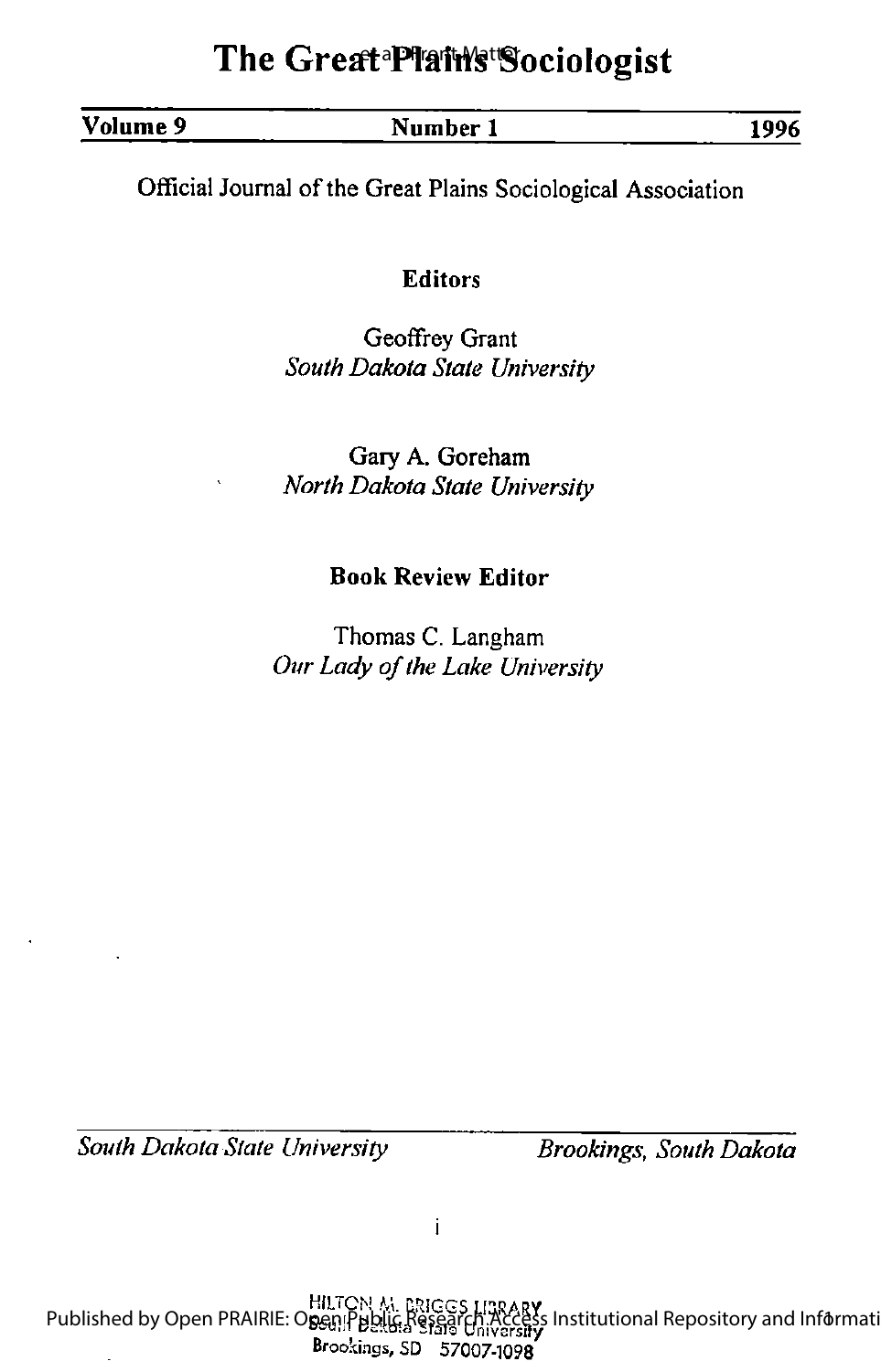# The Great Plains Sociologist

| Volume 9 | Number 1 | 1996 |
|---|---|---|

Official Journal of the Great Plains Sociological Association

**Editors**

Geoffrey Grant
*South Dakota State University*

Gary A. Goreham
*North Dakota State University*

**Book Review Editor**

Thomas C. Langham
*Our Lady of the Lake University*

*South Dakota State University* *Brookings, South Dakota*

HILTON M. BRIGGS LIBRARY
South Dakota State University
Brookings, SD 57007-1098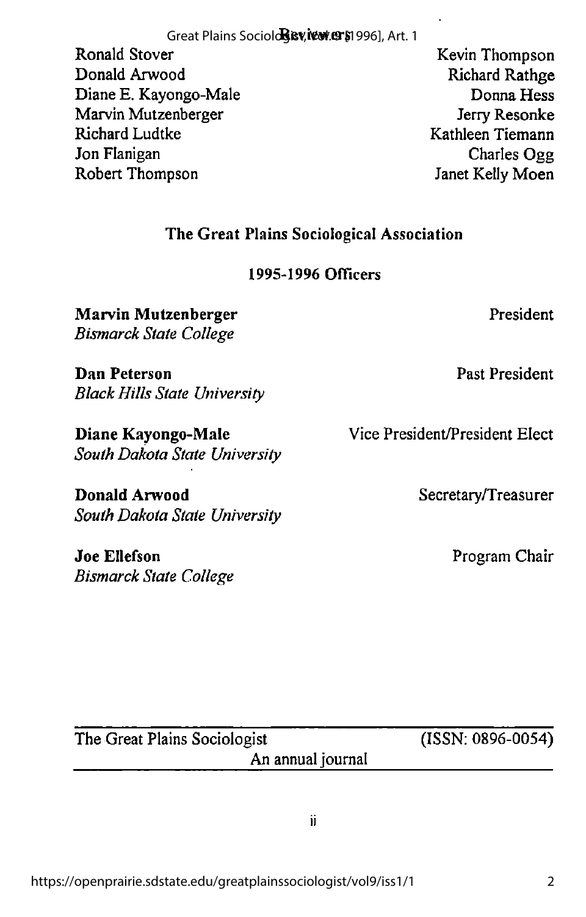## Reviewers

Ronald Stover
Donald Arwood
Diane E. Kayongo-Male
Marvin Mutzenberger
Richard Ludtke
Jon Flanigan
Robert Thompson
Kevin Thompson
Richard Rathge
Donna Hess
Jerry Resonke
Kathleen Tiemann
Charles Ogg
Janet Kelly Moen

## The Great Plains Sociological Association

### 1995-1996 Officers

**Marvin Mutzenberger** — President
*Bismarck State College*

**Dan Peterson** — Past President
*Black Hills State University*

**Diane Kayongo-Male** — Vice President/President Elect
*South Dakota State University*

**Donald Arwood** — Secretary/Treasurer
*South Dakota State University*

**Joe Ellefson** — Program Chair
*Bismarck State College*

The Great Plains Sociologist (ISSN: 0896-0054)
An annual journal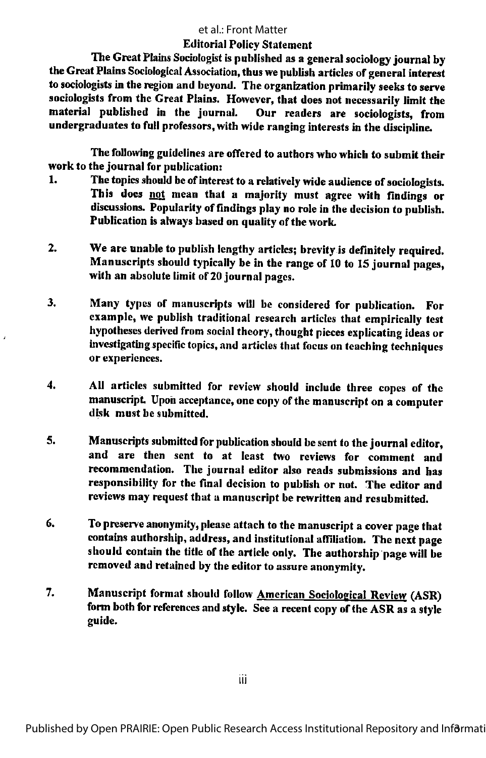## Editorial Policy Statement

The Great Plains Sociologist is published as a general sociology journal by the Great Plains Sociological Association, thus we publish articles of general interest to sociologists in the region and beyond. The organization primarily seeks to serve sociologists from the Great Plains. However, that does not necessarily limit the material published in the journal. Our readers are sociologists, from undergraduates to full professors, with wide ranging interests in the discipline.

The following guidelines are offered to authors who which to submit their work to the journal for publication:

1. The topics should be of interest to a relatively wide audience of sociologists. This does not mean that a majority must agree with findings or discussions. Popularity of findings play no role in the decision to publish. Publication is always based on quality of the work.

2. We are unable to publish lengthy articles; brevity is definitely required. Manuscripts should typically be in the range of 10 to 15 journal pages, with an absolute limit of 20 journal pages.

3. Many types of manuscripts will be considered for publication. For example, we publish traditional research articles that empirically test hypotheses derived from social theory, thought pieces explicating ideas or investigating specific topics, and articles that focus on teaching techniques or experiences.

4. All articles submitted for review should include three copes of the manuscript. Upon acceptance, one copy of the manuscript on a computer disk must be submitted.

5. Manuscripts submitted for publication should be sent to the journal editor, and are then sent to at least two reviews for comment and recommendation. The journal editor also reads submissions and has responsibility for the final decision to publish or not. The editor and reviews may request that a manuscript be rewritten and resubmitted.

6. To preserve anonymity, please attach to the manuscript a cover page that contains authorship, address, and institutional affiliation. The next page should contain the title of the article only. The authorship page will be removed and retained by the editor to assure anonymity.

7. Manuscript format should follow American Sociological Review (ASR) form both for references and style. See a recent copy of the ASR as a style guide.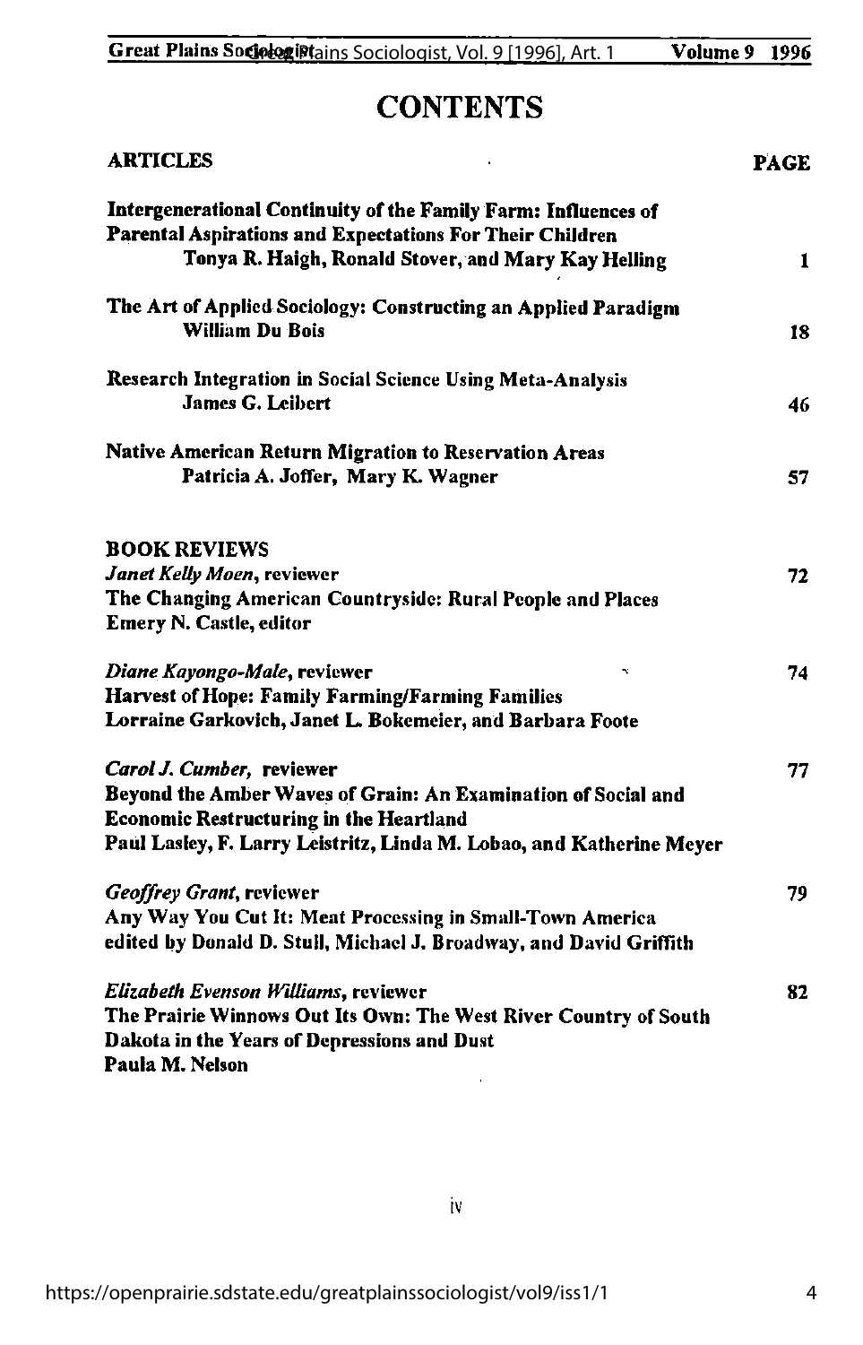# CONTENTS

| ARTICLES | PAGE |
|---|---|
| **Intergenerational Continuity of the Family Farm: Influences of Parental Aspirations and Expectations For Their Children**<br>**Tonya R. Haigh, Ronald Stover, and Mary Kay Helling** | 1 |
| **The Art of Applied Sociology: Constructing an Applied Paradigm**<br>**William Du Bois** | 18 |
| **Research Integration in Social Science Using Meta-Analysis**<br>**James G. Leibert** | 46 |
| **Native American Return Migration to Reservation Areas**<br>**Patricia A. Joffer, Mary K. Wagner** | 57 |

## BOOK REVIEWS

| | |
|---|---|
| ***Janet Kelly Moen*, reviewer**<br>**The Changing American Countryside: Rural People and Places**<br>**Emery N. Castle, editor** | 72 |
| ***Diane Kayongo-Male*, reviewer**<br>**Harvest of Hope: Family Farming/Farming Families**<br>**Lorraine Garkovich, Janet L. Bokemeier, and Barbara Foote** | 74 |
| ***Carol J. Cumber*, reviewer**<br>**Beyond the Amber Waves of Grain: An Examination of Social and Economic Restructuring in the Heartland**<br>**Paul Lasley, F. Larry Leistritz, Linda M. Lobao, and Katherine Meyer** | 77 |
| ***Geoffrey Grant*, reviewer**<br>**Any Way You Cut It: Meat Processing in Small-Town America**<br>**edited by Donald D. Stull, Michael J. Broadway, and David Griffith** | 79 |
| ***Elizabeth Evenson Williams*, reviewer**<br>**The Prairie Winnows Out Its Own: The West River Country of South Dakota in the Years of Depressions and Dust**<br>**Paula M. Nelson** | 82 |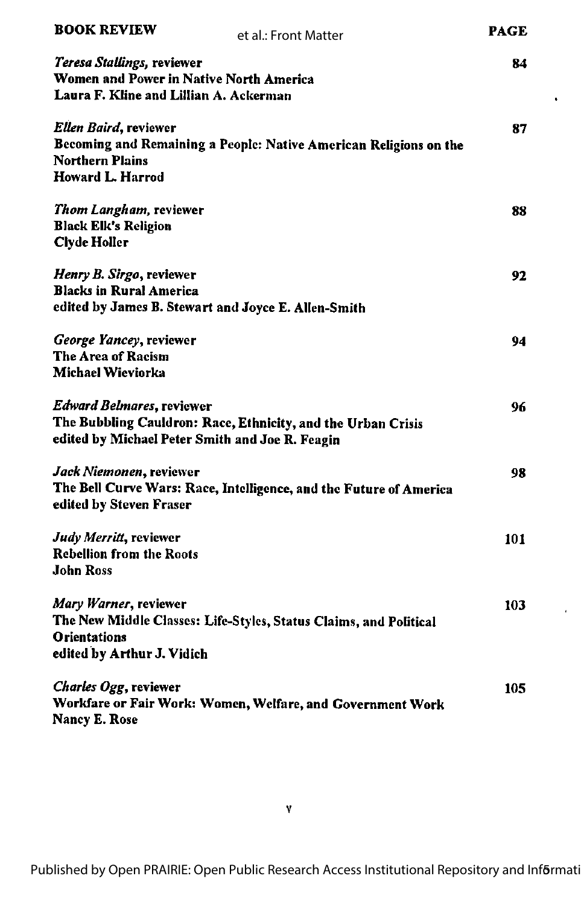| BOOK REVIEW | PAGE |
|---|---|
| *Teresa Stallings*, reviewer<br>**Women and Power in Native North America**<br>**Laura F. Kline and Lillian A. Ackerman** | 84 |
| *Ellen Baird*, reviewer<br>**Becoming and Remaining a People: Native American Religions on the Northern Plains**<br>**Howard L. Harrod** | 87 |
| *Thom Langham*, reviewer<br>**Black Elk's Religion**<br>**Clyde Holler** | 88 |
| *Henry B. Sirgo*, reviewer<br>**Blacks in Rural America**<br>**edited by James B. Stewart and Joyce E. Allen-Smith** | 92 |
| *George Yancey*, reviewer<br>**The Area of Racism**<br>**Michael Wieviorka** | 94 |
| *Edward Belmares*, reviewer<br>**The Bubbling Cauldron: Race, Ethnicity, and the Urban Crisis**<br>**edited by Michael Peter Smith and Joe R. Feagin** | 96 |
| *Jack Niemonen*, reviewer<br>**The Bell Curve Wars: Race, Intelligence, and the Future of America**<br>**edited by Steven Fraser** | 98 |
| *Judy Merritt*, reviewer<br>**Rebellion from the Roots**<br>**John Ross** | 101 |
| *Mary Warner*, reviewer<br>**The New Middle Classes: Life-Styles, Status Claims, and Political Orientations**<br>**edited by Arthur J. Vidich** | 103 |
| *Charles Ogg*, reviewer<br>**Workfare or Fair Work: Women, Welfare, and Government Work**<br>**Nancy E. Rose** | 105 |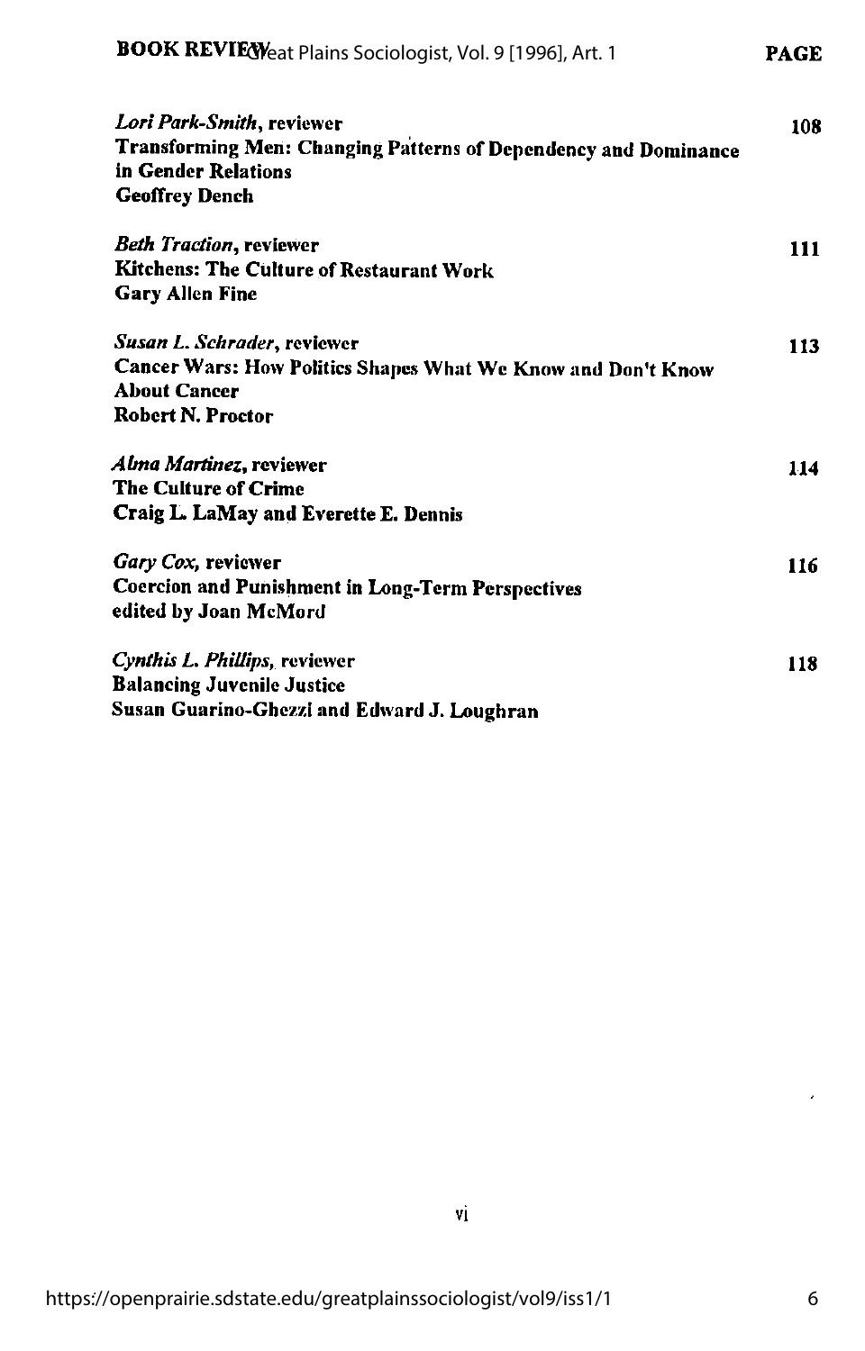**BOOK REVIEW** **PAGE**

*Lori Park-Smith*, reviewer **108**
**Transforming Men: Changing Patterns of Dependency and Dominance in Gender Relations**
**Geoffrey Dench**

*Beth Traction*, reviewer **111**
**Kitchens: The Culture of Restaurant Work**
**Gary Allen Fine**

*Susan L. Schrader*, reviewer **113**
**Cancer Wars: How Politics Shapes What We Know and Don't Know About Cancer**
**Robert N. Proctor**

*Alma Martinez*, reviewer **114**
**The Culture of Crime**
**Craig L. LaMay and Everette E. Dennis**

*Gary Cox*, reviewer **116**
**Coercion and Punishment in Long-Term Perspectives**
**edited by Joan McMord**

*Cynthis L. Phillips*, reviewer **118**
**Balancing Juvenile Justice**
**Susan Guarino-Ghezzi and Edward J. Loughran**